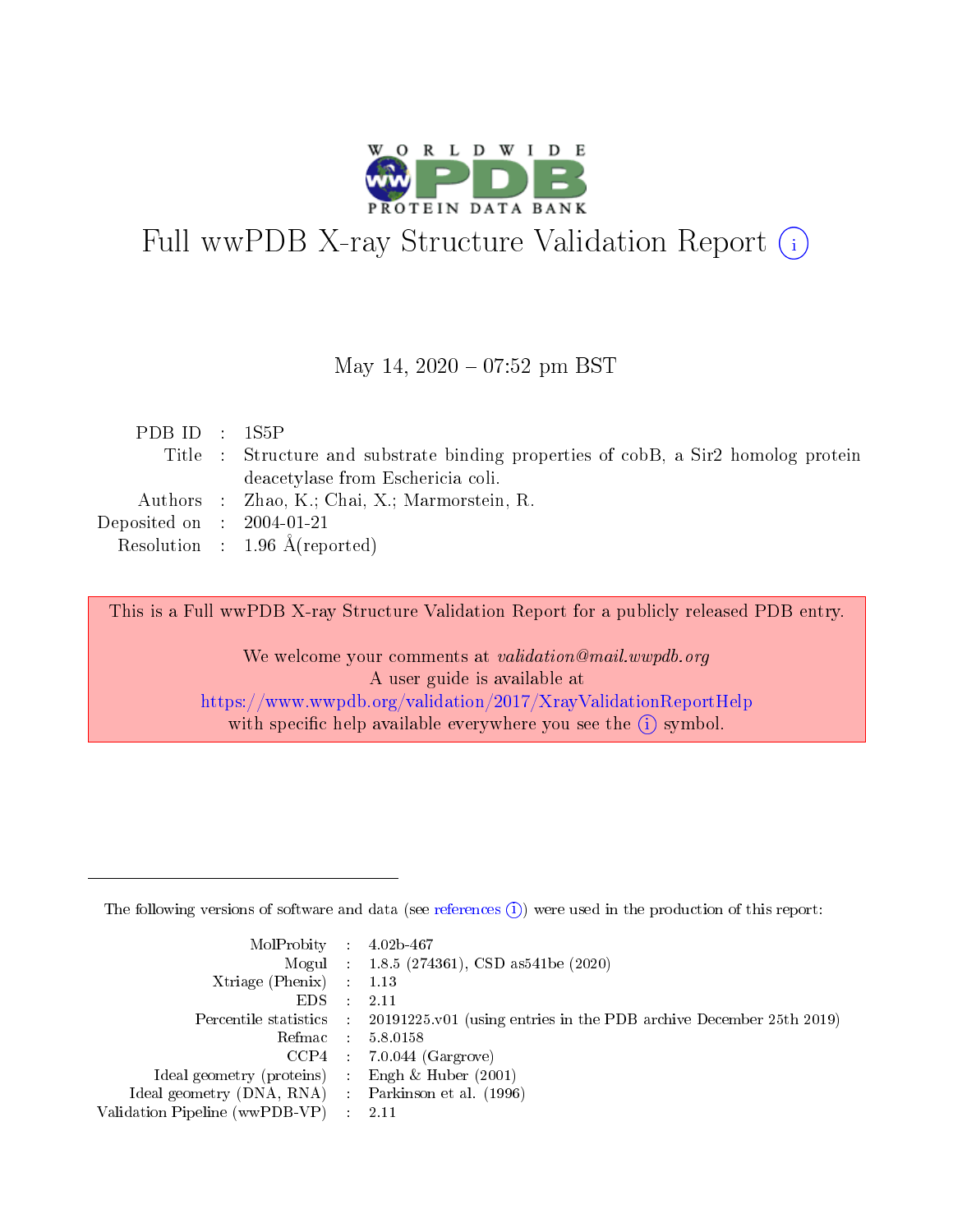# Full wwPDB X-ray Structure Validation Report (i)

May 14, 2020 – 07:52 pm BST

| | | |
|---|---|---|
| PDB ID | : | 1S5P |
| Title | : | Structure and substrate binding properties of cobB, a Sir2 homolog protein deacetylase from Eschericia coli. |
| Authors | : | Zhao, K.; Chai, X.; Marmorstein, R. |
| Deposited on | : | 2004-01-21 |
| Resolution | : | 1.96 Å(reported) |

This is a Full wwPDB X-ray Structure Validation Report for a publicly released PDB entry.

We welcome your comments at *validation@mail.wwpdb.org*
A user guide is available at
https://www.wwpdb.org/validation/2017/XrayValidationReportHelp
with specific help available everywhere you see the (i) symbol.

---

The following versions of software and data (see references (i)) were used in the production of this report:

| | | |
|---|---|---|
| MolProbity | : | 4.02b-467 |
| Mogul | : | 1.8.5 (274361), CSD as541be (2020) |
| Xtriage (Phenix) | : | 1.13 |
| EDS | : | 2.11 |
| Percentile statistics | : | 20191225.v01 (using entries in the PDB archive December 25th 2019) |
| Refmac | : | 5.8.0158 |
| CCP4 | : | 7.0.044 (Gargrove) |
| Ideal geometry (proteins) | : | Engh & Huber (2001) |
| Ideal geometry (DNA, RNA) | : | Parkinson et al. (1996) |
| Validation Pipeline (wwPDB-VP) | : | 2.11 |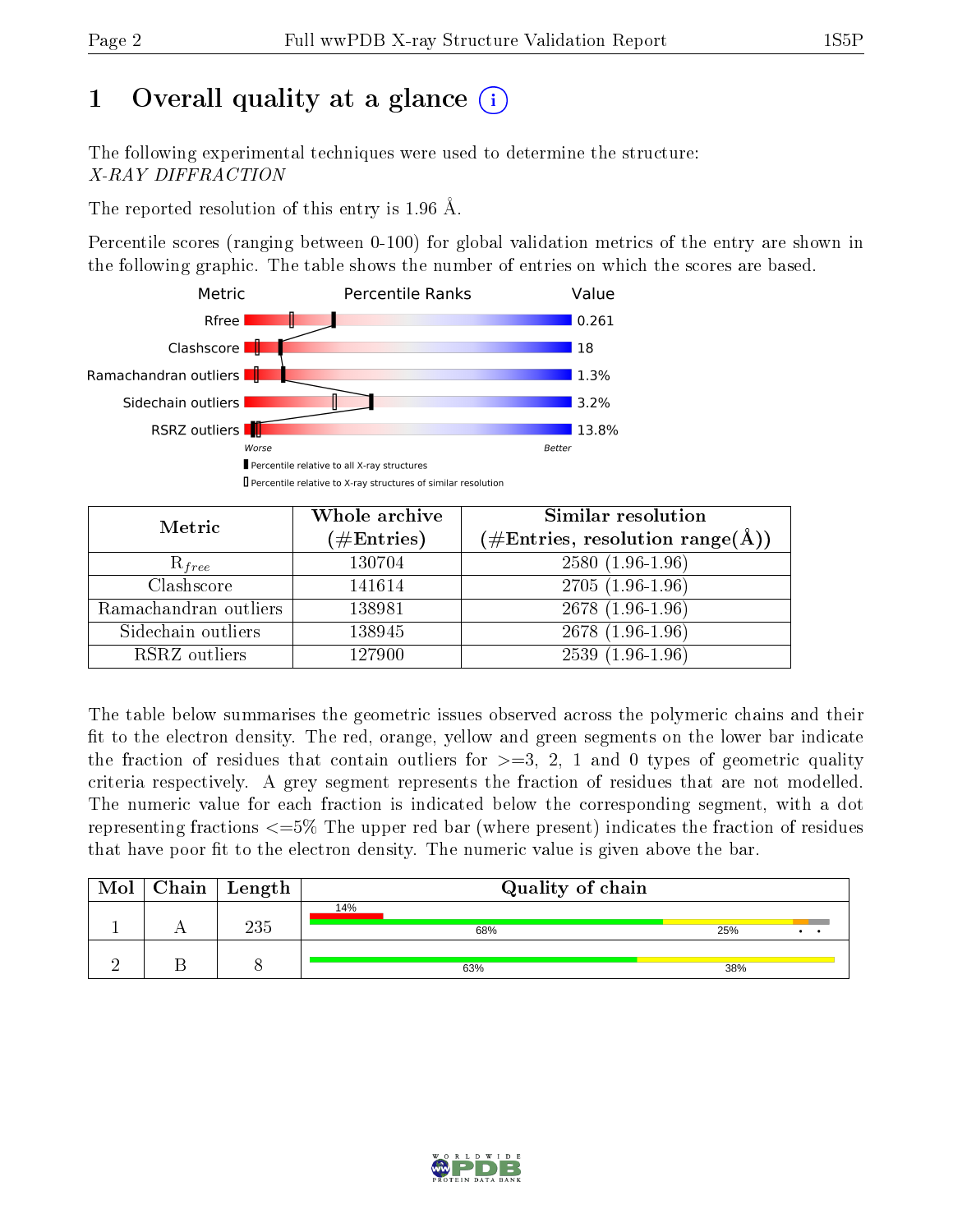# 1 Overall quality at a glance (i)

The following experimental techniques were used to determine the structure:
*X-RAY DIFFRACTION*

The reported resolution of this entry is 1.96 Å.

Percentile scores (ranging between 0-100) for global validation metrics of the entry are shown in the following graphic. The table shows the number of entries on which the scores are based.

| Metric | Value |
|---|---|
| Rfree | 0.261 |
| Clashscore | 18 |
| Ramachandran outliers | 1.3% |
| Sidechain outliers | 3.2% |
| RSRZ outliers | 13.8% |

Worse — Better

Percentile relative to all X-ray structures

Percentile relative to X-ray structures of similar resolution

| Metric | Whole archive (#Entries) | Similar resolution (#Entries, resolution range(Å)) |
|---|---|---|
| $R_{free}$ | 130704 | 2580 (1.96-1.96) |
| Clashscore | 141614 | 2705 (1.96-1.96) |
| Ramachandran outliers | 138981 | 2678 (1.96-1.96) |
| Sidechain outliers | 138945 | 2678 (1.96-1.96) |
| RSRZ outliers | 127900 | 2539 (1.96-1.96) |

The table below summarises the geometric issues observed across the polymeric chains and their fit to the electron density. The red, orange, yellow and green segments on the lower bar indicate the fraction of residues that contain outliers for >=3, 2, 1 and 0 types of geometric quality criteria respectively. A grey segment represents the fraction of residues that are not modelled. The numeric value for each fraction is indicated below the corresponding segment, with a dot representing fractions <=5% The upper red bar (where present) indicates the fraction of residues that have poor fit to the electron density. The numeric value is given above the bar.

| Mol | Chain | Length | Quality of chain |
|---|---|---|---|
| 1 | A | 235 | 14% (poor fit); 68%, 25%, •, • |
| 2 | B | 8 | 63%, 38% |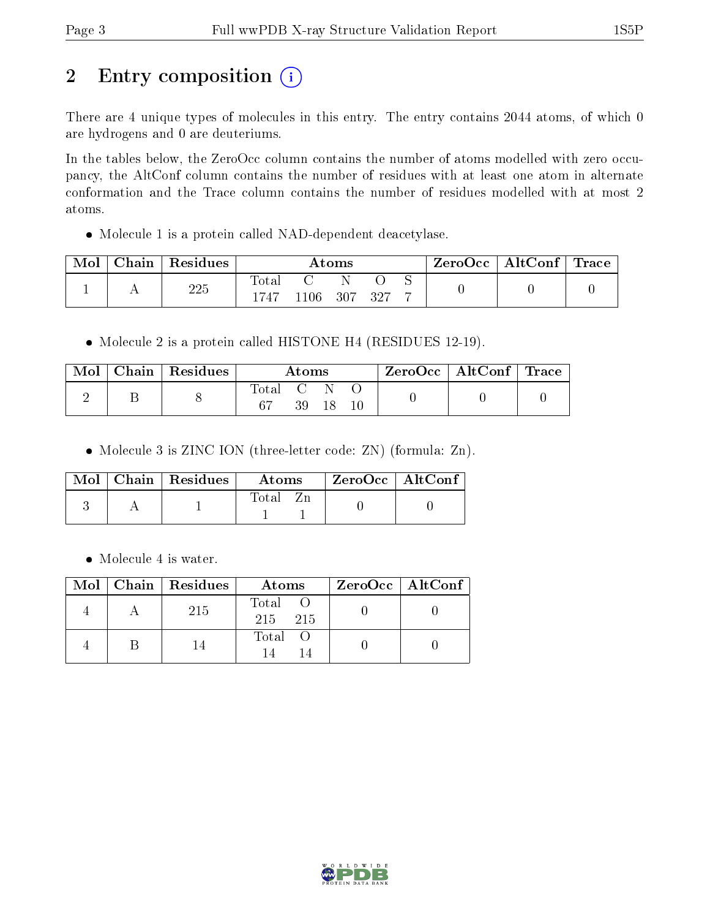## 2 Entry composition

There are 4 unique types of molecules in this entry. The entry contains 2044 atoms, of which 0 are hydrogens and 0 are deuteriums.

In the tables below, the ZeroOcc column contains the number of atoms modelled with zero occupancy, the AltConf column contains the number of residues with at least one atom in alternate conformation and the Trace column contains the number of residues modelled with at most 2 atoms.

- Molecule 1 is a protein called NAD-dependent deacetylase.

| Mol | Chain | Residues | Atoms | | | | | ZeroOcc | AltConf | Trace |
|---|---|---|---|---|---|---|---|---|---|---|
| 1 | A | 225 | Total<br>1747 | C<br>1106 | N<br>307 | O<br>327 | S<br>7 | 0 | 0 | 0 |

- Molecule 2 is a protein called HISTONE H4 (RESIDUES 12-19).

| Mol | Chain | Residues | Atoms | | | | ZeroOcc | AltConf | Trace |
|---|---|---|---|---|---|---|---|---|---|
| 2 | B | 8 | Total<br>67 | C<br>39 | N<br>18 | O<br>10 | 0 | 0 | 0 |

- Molecule 3 is ZINC ION (three-letter code: ZN) (formula: Zn).

| Mol | Chain | Residues | Atoms | | ZeroOcc | AltConf |
|---|---|---|---|---|---|---|
| 3 | A | 1 | Total<br>1 | Zn<br>1 | 0 | 0 |

- Molecule 4 is water.

| Mol | Chain | Residues | Atoms | | ZeroOcc | AltConf |
|---|---|---|---|---|---|---|
| 4 | A | 215 | Total<br>215 | O<br>215 | 0 | 0 |
| 4 | B | 14 | Total<br>14 | O<br>14 | 0 | 0 |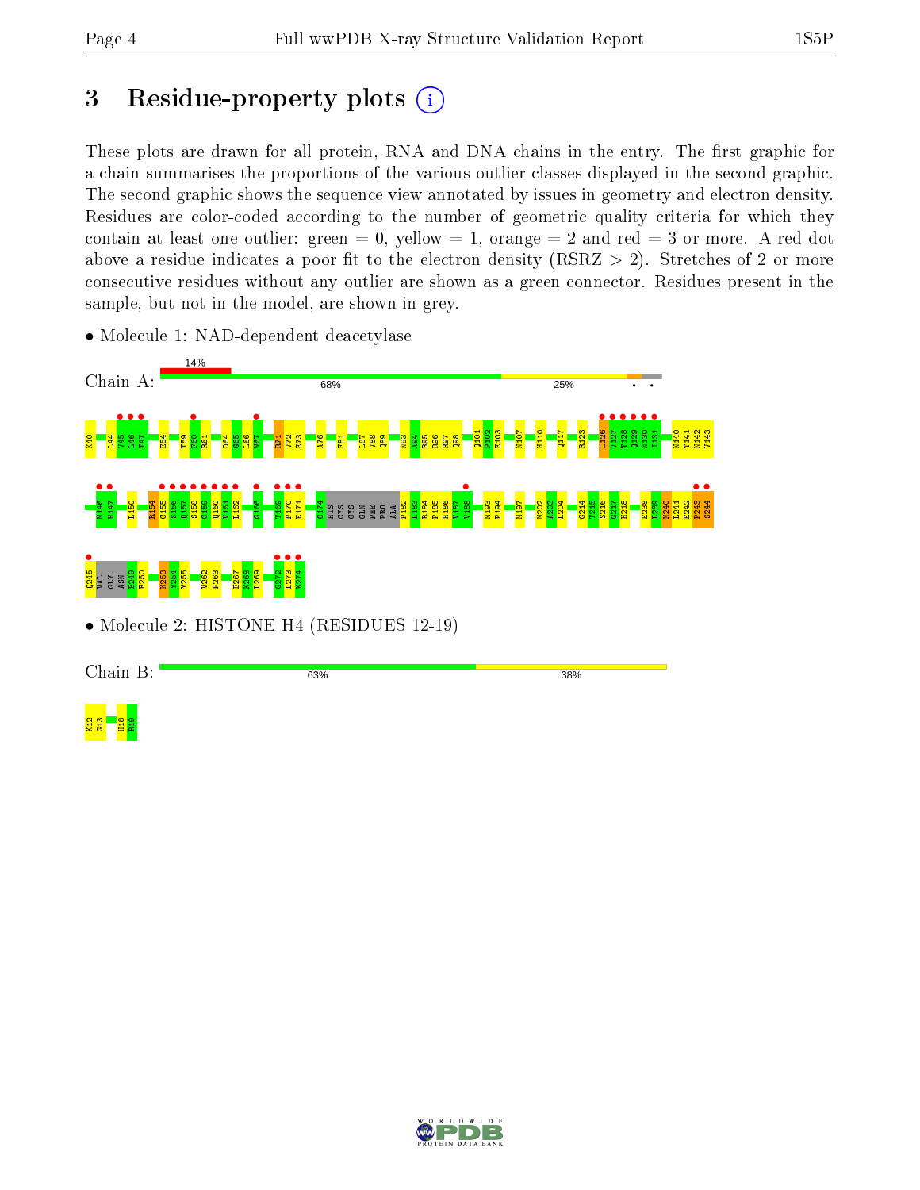# 3 Residue-property plots

These plots are drawn for all protein, RNA and DNA chains in the entry. The first graphic for a chain summarises the proportions of the various outlier classes displayed in the second graphic. The second graphic shows the sequence view annotated by issues in geometry and electron density. Residues are color-coded according to the number of geometric quality criteria for which they contain at least one outlier: green = 0, yellow = 1, orange = 2 and red = 3 or more. A red dot above a residue indicates a poor fit to the electron density (RSRZ > 2). Stretches of 2 or more consecutive residues without any outlier are shown as a green connector. Residues present in the sample, but not in the model, are shown in grey.

- Molecule 1: NAD-dependent deacetylase

Chain A: 14% | 68% | 25%

K40 L44 V45 L46 T47 E54 T59 F60 R61 D64 G65 L66 W67 R71 V72 E73 A76 F81 L87 V88 Q89 N93 A94 R95 R96 R97 Q98 Q101 P102 E103 N107 H110 Q117 R123 L126 V127 T128 Q129 N130 I131 N140 T141 N142 V143

M146 H147 I150 R154 C155 S156 Q157 S158 G159 Q160 V161 L162 G166 T169 P170 E171 C174 HIS CYS CYS GLN PHE PRO ALA P182 L183 R184 P185 H186 V187 V188 M193 P194 M197 M202 A203 L204 G214 T215 S216 G217 H218 E238 L239 N240 L241 E242 P243 S244

Q245 VAL GLY ASN E249 F250 K253 Y254 Y255 V262 P263 E267 K268 L269 C272 L273 K274

- Molecule 2: HISTONE H4 (RESIDUES 12-19)

Chain B: 63% | 38%

K12 G13 H18 R19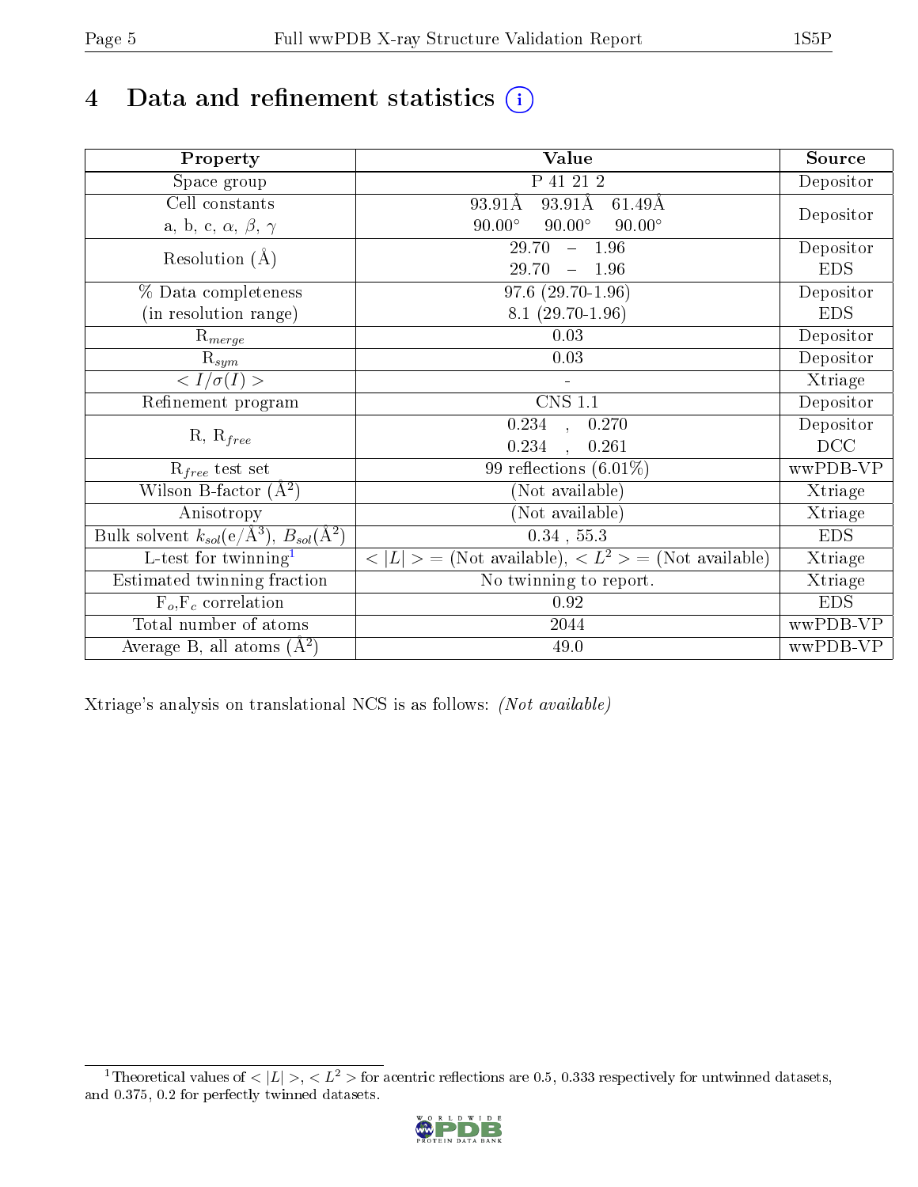# 4 Data and refinement statistics (i)

| Property | Value | Source |
|---|---|---|
| Space group | P 41 21 2 | Depositor |
| Cell constants<br>a, b, c, $\alpha$, $\beta$, $\gamma$ | 93.91Å 93.91Å 61.49Å<br>90.00° 90.00° 90.00° | Depositor |
| Resolution (Å) | 29.70 – 1.96<br>29.70 – 1.96 | Depositor<br>EDS |
| % Data completeness<br>(in resolution range) | 97.6 (29.70-1.96)<br>8.1 (29.70-1.96) | Depositor<br>EDS |
| $R_{merge}$ | 0.03 | Depositor |
| $R_{sym}$ | 0.03 | Depositor |
| $< I/\sigma(I) >$ | - | Xtriage |
| Refinement program | CNS 1.1 | Depositor |
| R, $R_{free}$ | 0.234 , 0.270<br>0.234 , 0.261 | Depositor<br>DCC |
| $R_{free}$ test set | 99 reflections (6.01%) | wwPDB-VP |
| Wilson B-factor (Å$^2$) | (Not available) | Xtriage |
| Anisotropy | (Not available) | Xtriage |
| Bulk solvent $k_{sol}$(e/Å$^3$), $B_{sol}$(Å$^2$) | 0.34 , 55.3 | EDS |
| L-test for twinning[1] | $< \|L\| >$ = (Not available), $< L^2 >$ = (Not available) | Xtriage |
| Estimated twinning fraction | No twinning to report. | Xtriage |
| $F_o$,$F_c$ correlation | 0.92 | EDS |
| Total number of atoms | 2044 | wwPDB-VP |
| Average B, all atoms (Å$^2$) | 49.0 | wwPDB-VP |

Xtriage's analysis on translational NCS is as follows: *(Not available)*

[1] Theoretical values of $< |L| >$, $< L^2 >$ for acentric reflections are 0.5, 0.333 respectively for untwinned datasets, and 0.375, 0.2 for perfectly twinned datasets.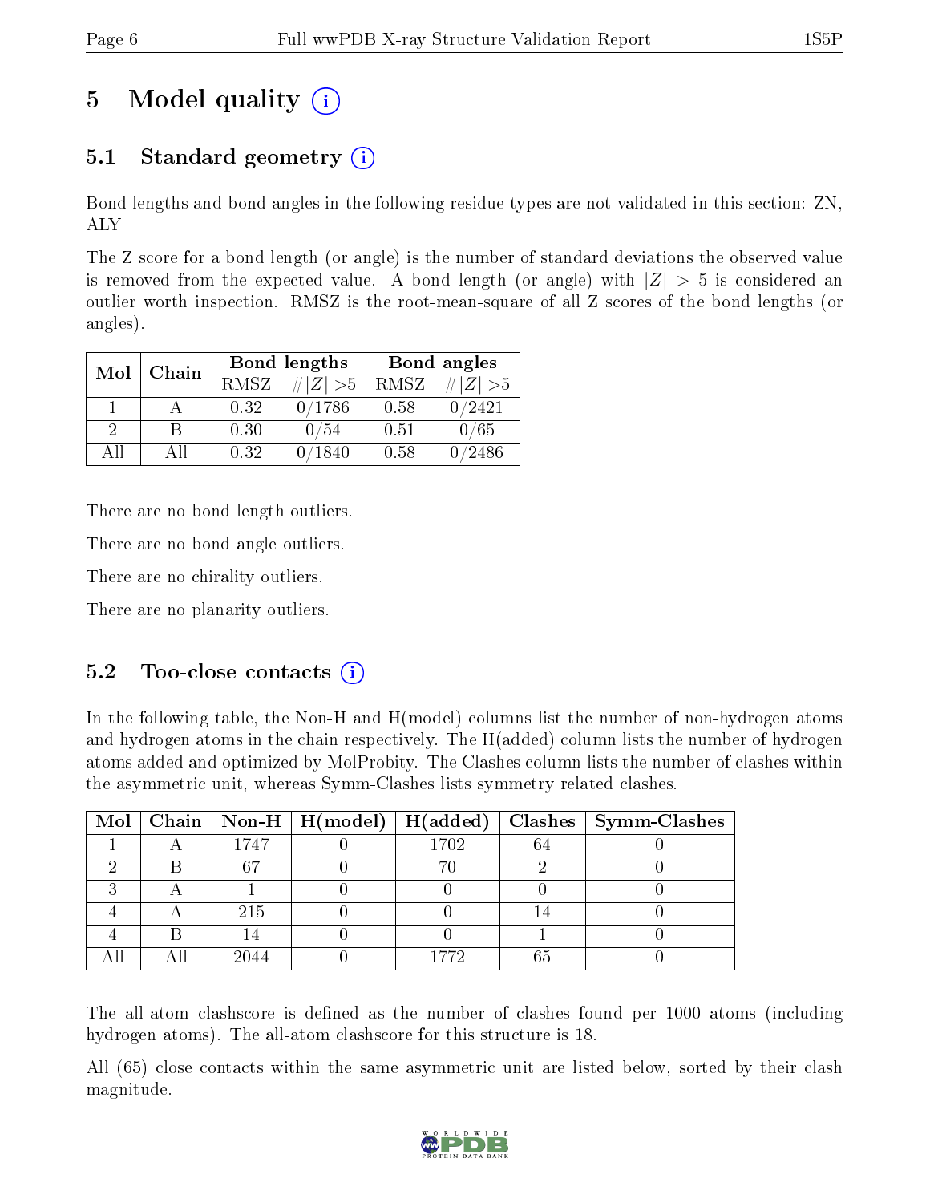# 5 Model quality (i)

## 5.1 Standard geometry (i)

Bond lengths and bond angles in the following residue types are not validated in this section: ZN, ALY

The Z score for a bond length (or angle) is the number of standard deviations the observed value is removed from the expected value. A bond length (or angle) with $|Z| > 5$ is considered an outlier worth inspection. RMSZ is the root-mean-square of all Z scores of the bond lengths (or angles).

| Mol | Chain | Bond lengths | | Bond angles | |
|---|---|---|---|---|---|
| | | RMSZ | $\#\|Z\| > 5$ | RMSZ | $\#\|Z\| > 5$ |
| 1 | A | 0.32 | 0/1786 | 0.58 | 0/2421 |
| 2 | B | 0.30 | 0/54 | 0.51 | 0/65 |
| All | All | 0.32 | 0/1840 | 0.58 | 0/2486 |

There are no bond length outliers.

There are no bond angle outliers.

There are no chirality outliers.

There are no planarity outliers.

## 5.2 Too-close contacts (i)

In the following table, the Non-H and H(model) columns list the number of non-hydrogen atoms and hydrogen atoms in the chain respectively. The H(added) column lists the number of hydrogen atoms added and optimized by MolProbity. The Clashes column lists the number of clashes within the asymmetric unit, whereas Symm-Clashes lists symmetry related clashes.

| Mol | Chain | Non-H | H(model) | H(added) | Clashes | Symm-Clashes |
|---|---|---|---|---|---|---|
| 1 | A | 1747 | 0 | 1702 | 64 | 0 |
| 2 | B | 67 | 0 | 70 | 2 | 0 |
| 3 | A | 1 | 0 | 0 | 0 | 0 |
| 4 | A | 215 | 0 | 0 | 14 | 0 |
| 4 | B | 14 | 0 | 0 | 1 | 0 |
| All | All | 2044 | 0 | 1772 | 65 | 0 |

The all-atom clashscore is defined as the number of clashes found per 1000 atoms (including hydrogen atoms). The all-atom clashscore for this structure is 18.

All (65) close contacts within the same asymmetric unit are listed below, sorted by their clash magnitude.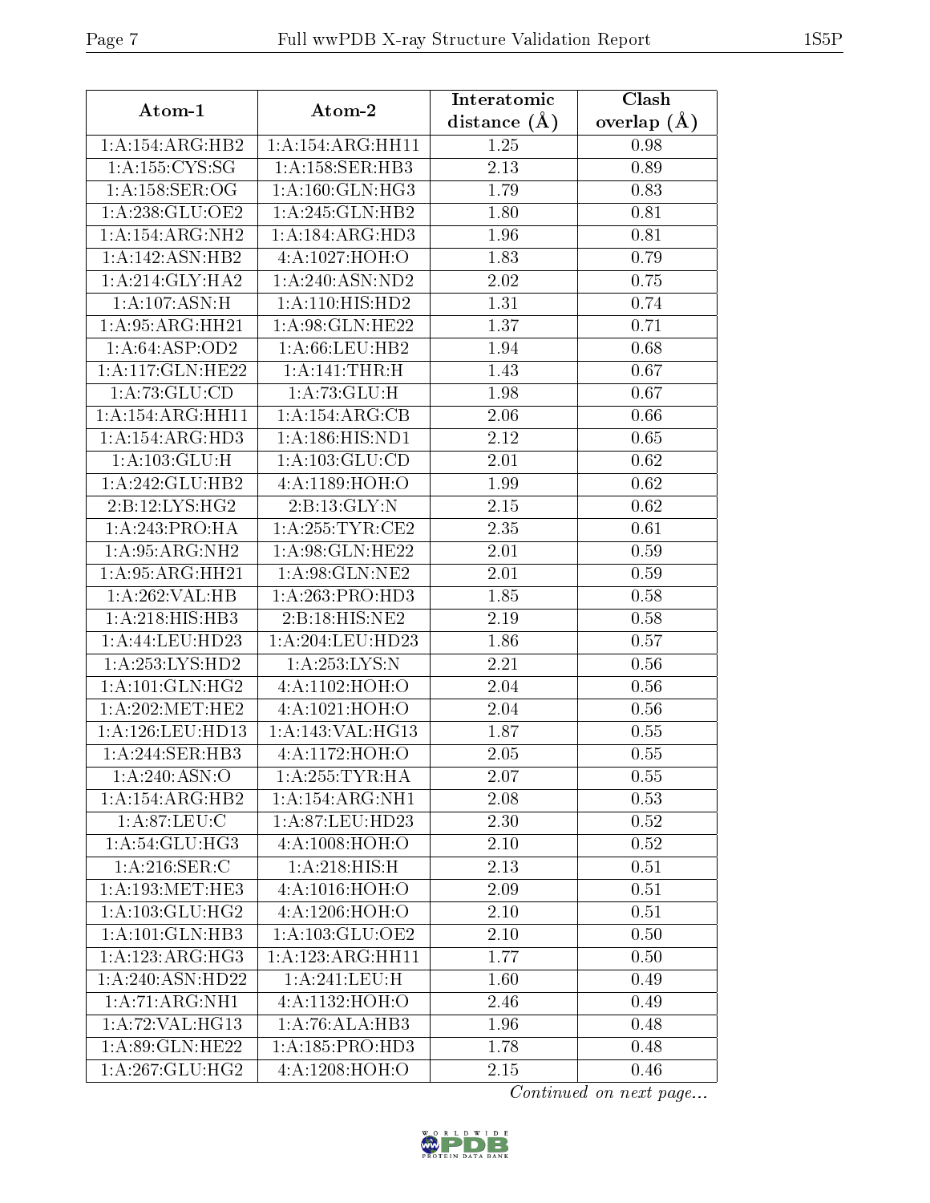| Atom-1 | Atom-2 | Interatomic distance (Å) | Clash overlap (Å) |
|---|---|---|---|
| 1:A:154:ARG:HB2 | 1:A:154:ARG:HH11 | 1.25 | 0.98 |
| 1:A:155:CYS:SG | 1:A:158:SER:HB3 | 2.13 | 0.89 |
| 1:A:158:SER:OG | 1:A:160:GLN:HG3 | 1.79 | 0.83 |
| 1:A:238:GLU:OE2 | 1:A:245:GLN:HB2 | 1.80 | 0.81 |
| 1:A:154:ARG:NH2 | 1:A:184:ARG:HD3 | 1.96 | 0.81 |
| 1:A:142:ASN:HB2 | 4:A:1027:HOH:O | 1.83 | 0.79 |
| 1:A:214:GLY:HA2 | 1:A:240:ASN:ND2 | 2.02 | 0.75 |
| 1:A:107:ASN:H | 1:A:110:HIS:HD2 | 1.31 | 0.74 |
| 1:A:95:ARG:HH21 | 1:A:98:GLN:HE22 | 1.37 | 0.71 |
| 1:A:64:ASP:OD2 | 1:A:66:LEU:HB2 | 1.94 | 0.68 |
| 1:A:117:GLN:HE22 | 1:A:141:THR:H | 1.43 | 0.67 |
| 1:A:73:GLU:CD | 1:A:73:GLU:H | 1.98 | 0.67 |
| 1:A:154:ARG:HH11 | 1:A:154:ARG:CB | 2.06 | 0.66 |
| 1:A:154:ARG:HD3 | 1:A:186:HIS:ND1 | 2.12 | 0.65 |
| 1:A:103:GLU:H | 1:A:103:GLU:CD | 2.01 | 0.62 |
| 1:A:242:GLU:HB2 | 4:A:1189:HOH:O | 1.99 | 0.62 |
| 2:B:12:LYS:HG2 | 2:B:13:GLY:N | 2.15 | 0.62 |
| 1:A:243:PRO:HA | 1:A:255:TYR:CE2 | 2.35 | 0.61 |
| 1:A:95:ARG:NH2 | 1:A:98:GLN:HE22 | 2.01 | 0.59 |
| 1:A:95:ARG:HH21 | 1:A:98:GLN:NE2 | 2.01 | 0.59 |
| 1:A:262:VAL:HB | 1:A:263:PRO:HD3 | 1.85 | 0.58 |
| 1:A:218:HIS:HB3 | 2:B:18:HIS:NE2 | 2.19 | 0.58 |
| 1:A:44:LEU:HD23 | 1:A:204:LEU:HD23 | 1.86 | 0.57 |
| 1:A:253:LYS:HD2 | 1:A:253:LYS:N | 2.21 | 0.56 |
| 1:A:101:GLN:HG2 | 4:A:1102:HOH:O | 2.04 | 0.56 |
| 1:A:202:MET:HE2 | 4:A:1021:HOH:O | 2.04 | 0.56 |
| 1:A:126:LEU:HD13 | 1:A:143:VAL:HG13 | 1.87 | 0.55 |
| 1:A:244:SER:HB3 | 4:A:1172:HOH:O | 2.05 | 0.55 |
| 1:A:240:ASN:O | 1:A:255:TYR:HA | 2.07 | 0.55 |
| 1:A:154:ARG:HB2 | 1:A:154:ARG:NH1 | 2.08 | 0.53 |
| 1:A:87:LEU:C | 1:A:87:LEU:HD23 | 2.30 | 0.52 |
| 1:A:54:GLU:HG3 | 4:A:1008:HOH:O | 2.10 | 0.52 |
| 1:A:216:SER:C | 1:A:218:HIS:H | 2.13 | 0.51 |
| 1:A:193:MET:HE3 | 4:A:1016:HOH:O | 2.09 | 0.51 |
| 1:A:103:GLU:HG2 | 4:A:1206:HOH:O | 2.10 | 0.51 |
| 1:A:101:GLN:HB3 | 1:A:103:GLU:OE2 | 2.10 | 0.50 |
| 1:A:123:ARG:HG3 | 1:A:123:ARG:HH11 | 1.77 | 0.50 |
| 1:A:240:ASN:HD22 | 1:A:241:LEU:H | 1.60 | 0.49 |
| 1:A:71:ARG:NH1 | 4:A:1132:HOH:O | 2.46 | 0.49 |
| 1:A:72:VAL:HG13 | 1:A:76:ALA:HB3 | 1.96 | 0.48 |
| 1:A:89:GLN:HE22 | 1:A:185:PRO:HD3 | 1.78 | 0.48 |
| 1:A:267:GLU:HG2 | 4:A:1208:HOH:O | 2.15 | 0.46 |

*Continued on next page...*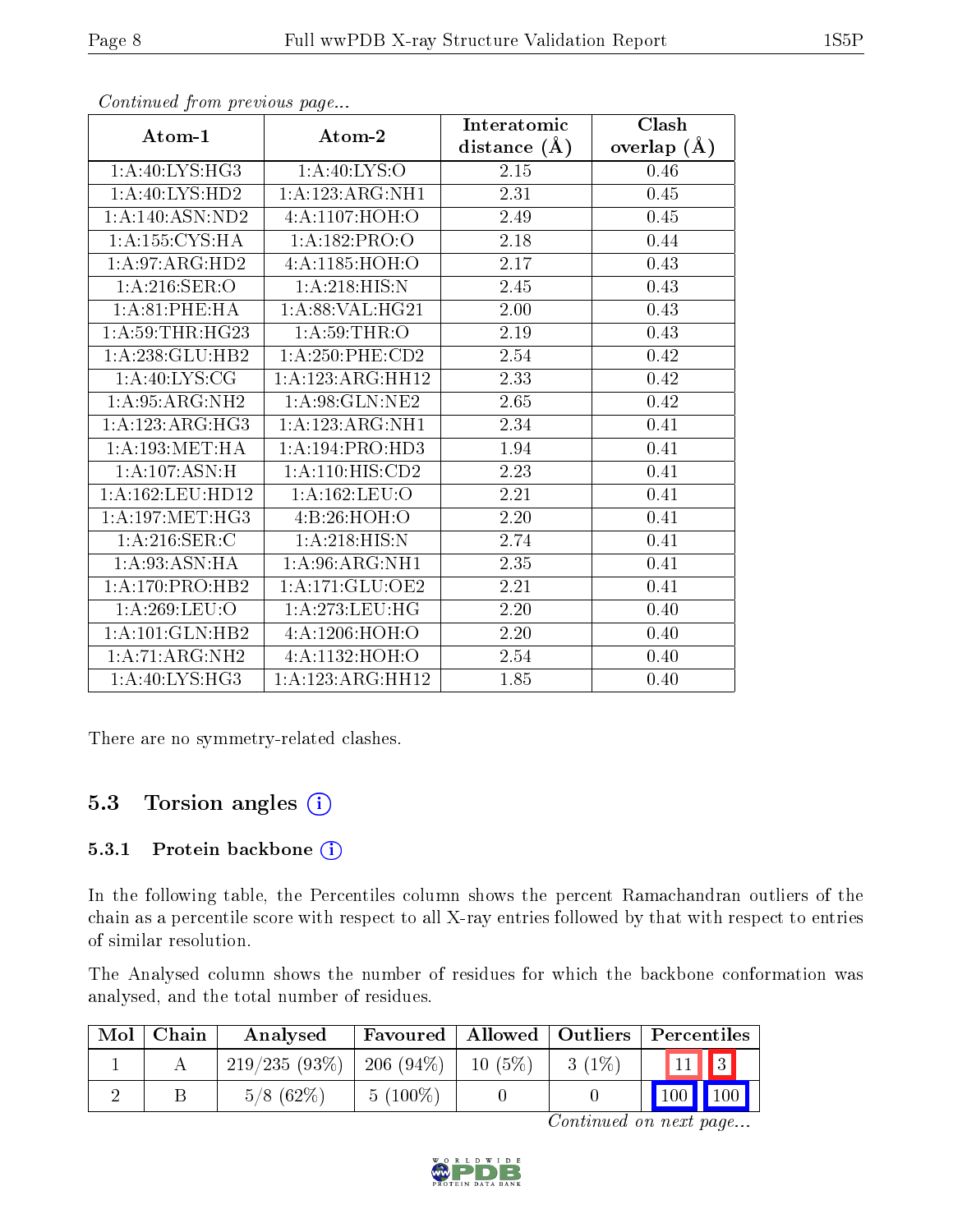*Continued from previous page...*

| Atom-1 | Atom-2 | Interatomic distance (Å) | Clash overlap (Å) |
|---|---|---|---|
| 1:A:40:LYS:HG3 | 1:A:40:LYS:O | 2.15 | 0.46 |
| 1:A:40:LYS:HD2 | 1:A:123:ARG:NH1 | 2.31 | 0.45 |
| 1:A:140:ASN:ND2 | 4:A:1107:HOH:O | 2.49 | 0.45 |
| 1:A:155:CYS:HA | 1:A:182:PRO:O | 2.18 | 0.44 |
| 1:A:97:ARG:HD2 | 4:A:1185:HOH:O | 2.17 | 0.43 |
| 1:A:216:SER:O | 1:A:218:HIS:N | 2.45 | 0.43 |
| 1:A:81:PHE:HA | 1:A:88:VAL:HG21 | 2.00 | 0.43 |
| 1:A:59:THR:HG23 | 1:A:59:THR:O | 2.19 | 0.43 |
| 1:A:238:GLU:HB2 | 1:A:250:PHE:CD2 | 2.54 | 0.42 |
| 1:A:40:LYS:CG | 1:A:123:ARG:HH12 | 2.33 | 0.42 |
| 1:A:95:ARG:NH2 | 1:A:98:GLN:NE2 | 2.65 | 0.42 |
| 1:A:123:ARG:HG3 | 1:A:123:ARG:NH1 | 2.34 | 0.41 |
| 1:A:193:MET:HA | 1:A:194:PRO:HD3 | 1.94 | 0.41 |
| 1:A:107:ASN:H | 1:A:110:HIS:CD2 | 2.23 | 0.41 |
| 1:A:162:LEU:HD12 | 1:A:162:LEU:O | 2.21 | 0.41 |
| 1:A:197:MET:HG3 | 4:B:26:HOH:O | 2.20 | 0.41 |
| 1:A:216:SER:C | 1:A:218:HIS:N | 2.74 | 0.41 |
| 1:A:93:ASN:HA | 1:A:96:ARG:NH1 | 2.35 | 0.41 |
| 1:A:170:PRO:HB2 | 1:A:171:GLU:OE2 | 2.21 | 0.41 |
| 1:A:269:LEU:O | 1:A:273:LEU:HG | 2.20 | 0.40 |
| 1:A:101:GLN:HB2 | 4:A:1206:HOH:O | 2.20 | 0.40 |
| 1:A:71:ARG:NH2 | 4:A:1132:HOH:O | 2.54 | 0.40 |
| 1:A:40:LYS:HG3 | 1:A:123:ARG:HH12 | 1.85 | 0.40 |

There are no symmetry-related clashes.

## 5.3 Torsion angles

### 5.3.1 Protein backbone

In the following table, the Percentiles column shows the percent Ramachandran outliers of the chain as a percentile score with respect to all X-ray entries followed by that with respect to entries of similar resolution.

The Analysed column shows the number of residues for which the backbone conformation was analysed, and the total number of residues.

| Mol | Chain | Analysed | Favoured | Allowed | Outliers | Percentiles | |
|---|---|---|---|---|---|---|---|
| 1 | A | 219/235 (93%) | 206 (94%) | 10 (5%) | 3 (1%) | 11 | 3 |
| 2 | B | 5/8 (62%) | 5 (100%) | 0 | 0 | 100 | 100 |

*Continued on next page...*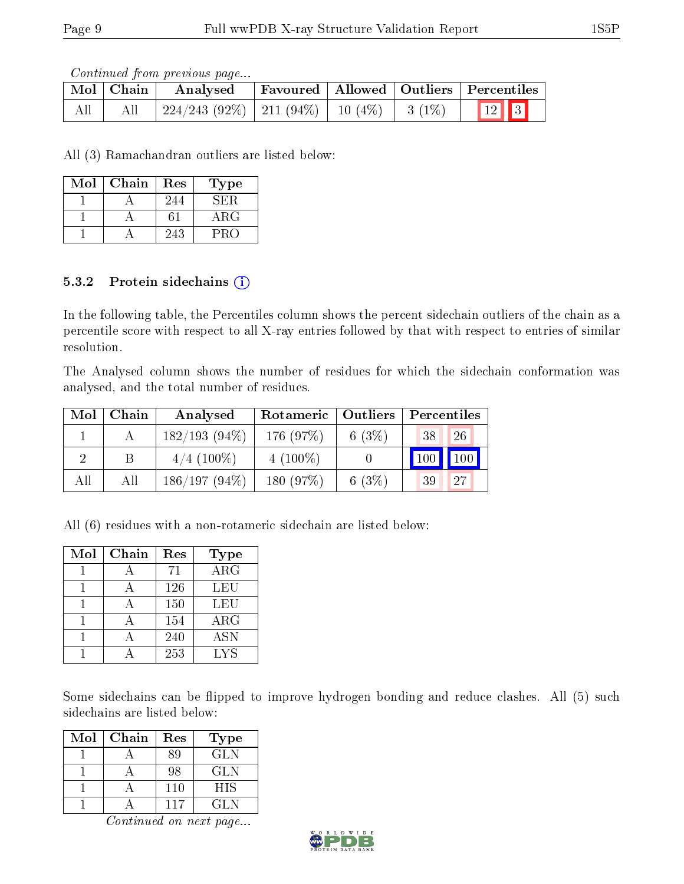*Continued from previous page...*

| Mol | Chain | Analysed | Favoured | Allowed | Outliers | Percentiles | |
|---|---|---|---|---|---|---|---|
| All | All | 224/243 (92%) | 211 (94%) | 10 (4%) | 3 (1%) | 12 | 3 |

All (3) Ramachandran outliers are listed below:

| Mol | Chain | Res | Type |
|---|---|---|---|
| 1 | A | 244 | SER |
| 1 | A | 61 | ARG |
| 1 | A | 243 | PRO |

### 5.3.2 Protein sidechains (i)

In the following table, the Percentiles column shows the percent sidechain outliers of the chain as a percentile score with respect to all X-ray entries followed by that with respect to entries of similar resolution.

The Analysed column shows the number of residues for which the sidechain conformation was analysed, and the total number of residues.

| Mol | Chain | Analysed | Rotameric | Outliers | Percentiles | |
|---|---|---|---|---|---|---|
| 1 | A | 182/193 (94%) | 176 (97%) | 6 (3%) | 38 | 26 |
| 2 | B | 4/4 (100%) | 4 (100%) | 0 | 100 | 100 |
| All | All | 186/197 (94%) | 180 (97%) | 6 (3%) | 39 | 27 |

All (6) residues with a non-rotameric sidechain are listed below:

| Mol | Chain | Res | Type |
|---|---|---|---|
| 1 | A | 71 | ARG |
| 1 | A | 126 | LEU |
| 1 | A | 150 | LEU |
| 1 | A | 154 | ARG |
| 1 | A | 240 | ASN |
| 1 | A | 253 | LYS |

Some sidechains can be flipped to improve hydrogen bonding and reduce clashes. All (5) such sidechains are listed below:

| Mol | Chain | Res | Type |
|---|---|---|---|
| 1 | A | 89 | GLN |
| 1 | A | 98 | GLN |
| 1 | A | 110 | HIS |
| 1 | A | 117 | GLN |

*Continued on next page...*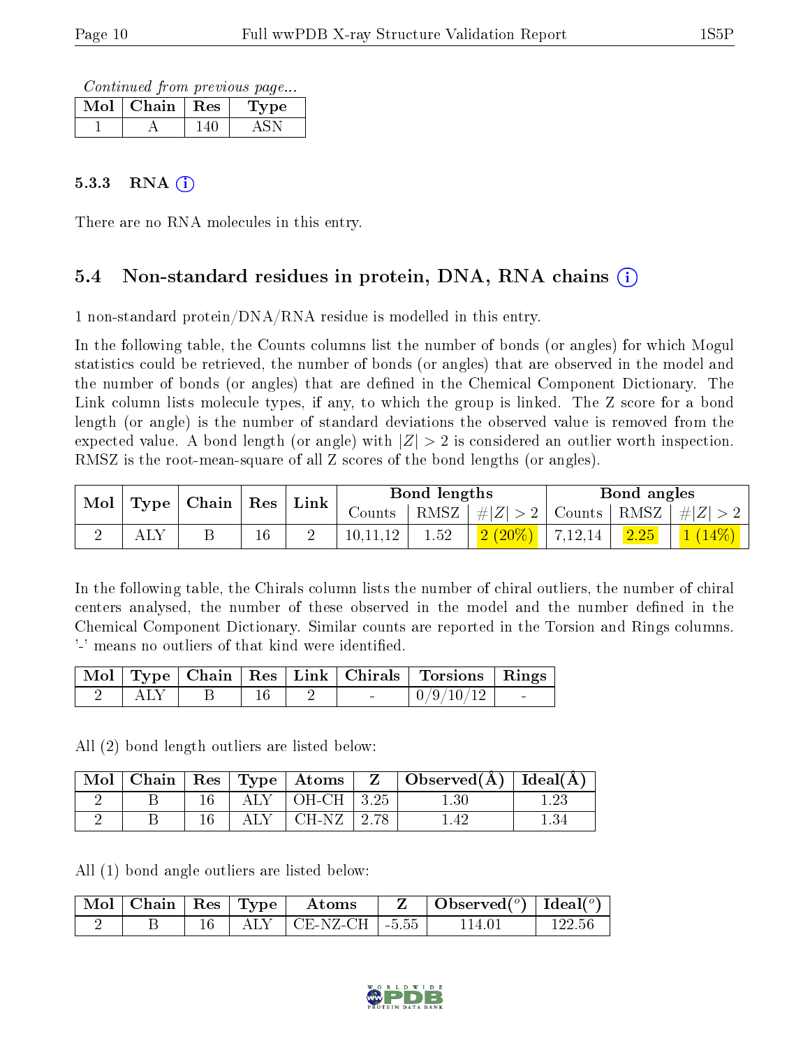*Continued from previous page...*

| Mol | Chain | Res | Type |
|---|---|---|---|
| 1 | A | 140 | ASN |

### 5.3.3 RNA (i)

There are no RNA molecules in this entry.

## 5.4 Non-standard residues in protein, DNA, RNA chains (i)

1 non-standard protein/DNA/RNA residue is modelled in this entry.

In the following table, the Counts columns list the number of bonds (or angles) for which Mogul statistics could be retrieved, the number of bonds (or angles) that are observed in the model and the number of bonds (or angles) that are defined in the Chemical Component Dictionary. The Link column lists molecule types, if any, to which the group is linked. The Z score for a bond length (or angle) is the number of standard deviations the observed value is removed from the expected value. A bond length (or angle) with $|Z| > 2$ is considered an outlier worth inspection. RMSZ is the root-mean-square of all Z scores of the bond lengths (or angles).

| Mol | Type | Chain | Res | Link | Bond lengths | | | Bond angles | | |
|---|---|---|---|---|---|---|---|---|---|---|
| | | | | | Counts | RMSZ | $\#\|Z\|>2$ | Counts | RMSZ | $\#\|Z\|>2$ |
| 2 | ALY | B | 16 | 2 | 10,11,12 | 1.52 | 2 (20%) | 7,12,14 | 2.25 | 1 (14%) |

In the following table, the Chirals column lists the number of chiral outliers, the number of chiral centers analysed, the number of these observed in the model and the number defined in the Chemical Component Dictionary. Similar counts are reported in the Torsion and Rings columns. '-' means no outliers of that kind were identified.

| Mol | Type | Chain | Res | Link | Chirals | Torsions | Rings |
|---|---|---|---|---|---|---|---|
| 2 | ALY | B | 16 | 2 | - | 0/9/10/12 | - |

All (2) bond length outliers are listed below:

| Mol | Chain | Res | Type | Atoms | Z | Observed(Å) | Ideal(Å) |
|---|---|---|---|---|---|---|---|
| 2 | B | 16 | ALY | OH-CH | 3.25 | 1.30 | 1.23 |
| 2 | B | 16 | ALY | CH-NZ | 2.78 | 1.42 | 1.34 |

All (1) bond angle outliers are listed below:

| Mol | Chain | Res | Type | Atoms | Z | Observed($^o$) | Ideal($^o$) |
|---|---|---|---|---|---|---|---|
| 2 | B | 16 | ALY | CE-NZ-CH | -5.55 | 114.01 | 122.56 |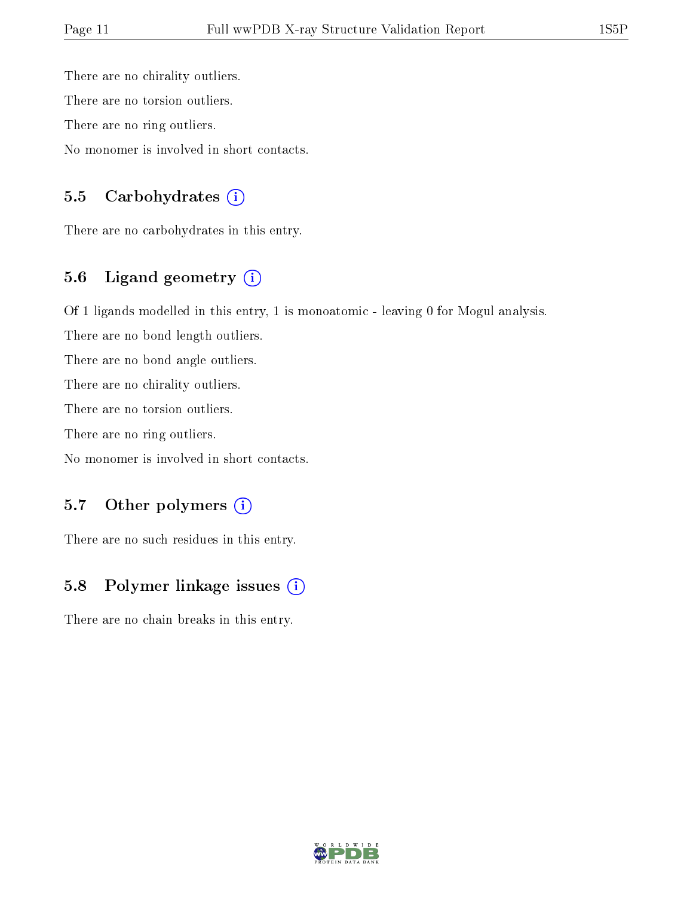There are no chirality outliers.

There are no torsion outliers.

There are no ring outliers.

No monomer is involved in short contacts.

### 5.5 Carbohydrates (i)

There are no carbohydrates in this entry.

### 5.6 Ligand geometry (i)

Of 1 ligands modelled in this entry, 1 is monoatomic - leaving 0 for Mogul analysis.

There are no bond length outliers.

There are no bond angle outliers.

There are no chirality outliers.

There are no torsion outliers.

There are no ring outliers.

No monomer is involved in short contacts.

### 5.7 Other polymers (i)

There are no such residues in this entry.

### 5.8 Polymer linkage issues (i)

There are no chain breaks in this entry.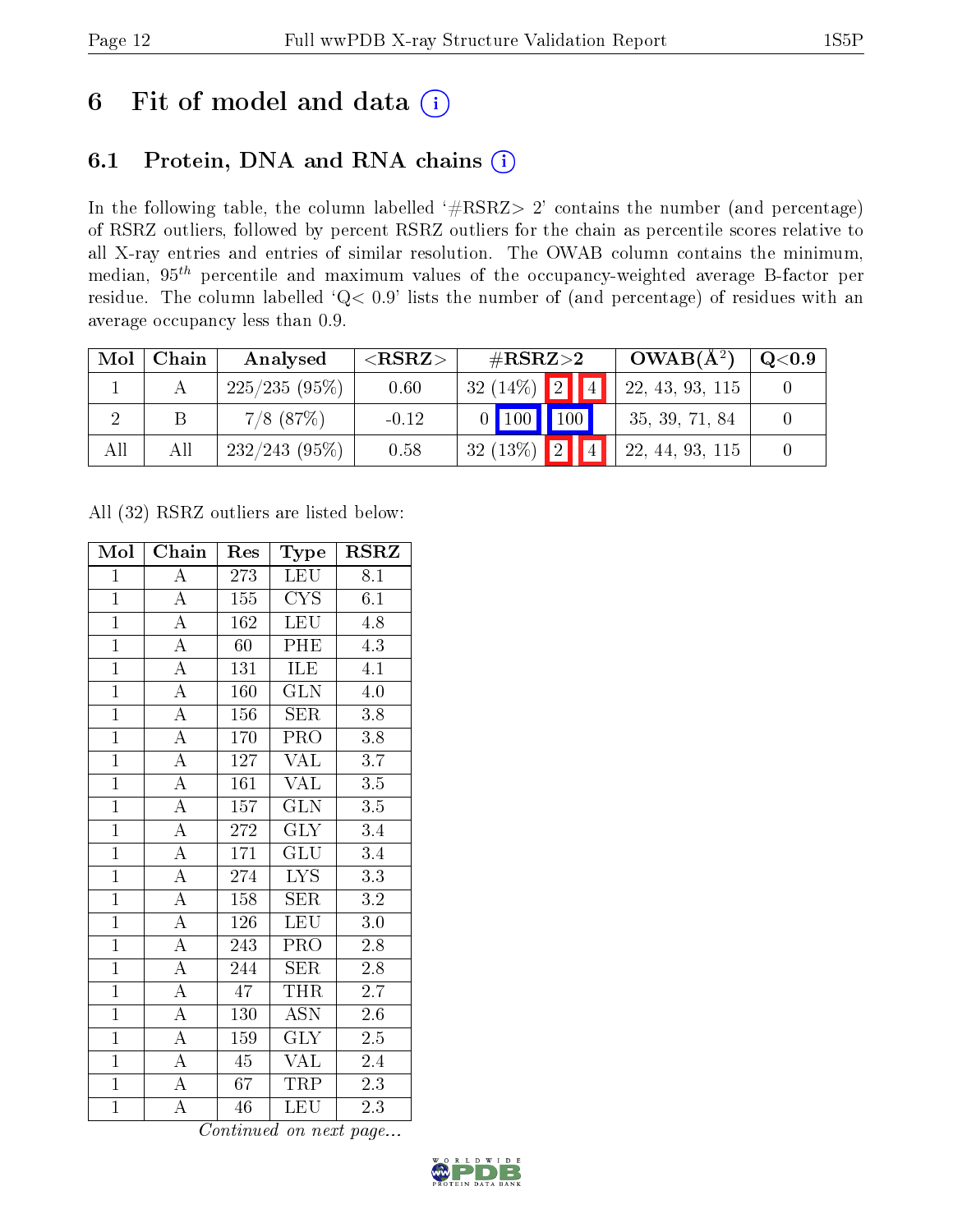# 6 Fit of model and data (i)

## 6.1 Protein, DNA and RNA chains (i)

In the following table, the column labelled '#RSRZ> 2' contains the number (and percentage) of RSRZ outliers, followed by percent RSRZ outliers for the chain as percentile scores relative to all X-ray entries and entries of similar resolution. The OWAB column contains the minimum, median, $95^{th}$ percentile and maximum values of the occupancy-weighted average B-factor per residue. The column labelled 'Q< 0.9' lists the number of (and percentage) of residues with an average occupancy less than 0.9.

| Mol | Chain | Analysed | <RSRZ> | #RSRZ>2 | | | OWAB(Å$^2$) | Q<0.9 |
|---|---|---|---|---|---|---|---|---|
| 1 | A | 225/235 (95%) | 0.60 | 32 (14%) | 2 | 4 | 22, 43, 93, 115 | 0 |
| 2 | B | 7/8 (87%) | -0.12 | 0 | 100 | 100 | 35, 39, 71, 84 | 0 |
| All | All | 232/243 (95%) | 0.58 | 32 (13%) | 2 | 4 | 22, 44, 93, 115 | 0 |

All (32) RSRZ outliers are listed below:

| Mol | Chain | Res | Type | RSRZ |
|---|---|---|---|---|
| 1 | A | 273 | LEU | 8.1 |
| 1 | A | 155 | CYS | 6.1 |
| 1 | A | 162 | LEU | 4.8 |
| 1 | A | 60 | PHE | 4.3 |
| 1 | A | 131 | ILE | 4.1 |
| 1 | A | 160 | GLN | 4.0 |
| 1 | A | 156 | SER | 3.8 |
| 1 | A | 170 | PRO | 3.8 |
| 1 | A | 127 | VAL | 3.7 |
| 1 | A | 161 | VAL | 3.5 |
| 1 | A | 157 | GLN | 3.5 |
| 1 | A | 272 | GLY | 3.4 |
| 1 | A | 171 | GLU | 3.4 |
| 1 | A | 274 | LYS | 3.3 |
| 1 | A | 158 | SER | 3.2 |
| 1 | A | 126 | LEU | 3.0 |
| 1 | A | 243 | PRO | 2.8 |
| 1 | A | 244 | SER | 2.8 |
| 1 | A | 47 | THR | 2.7 |
| 1 | A | 130 | ASN | 2.6 |
| 1 | A | 159 | GLY | 2.5 |
| 1 | A | 45 | VAL | 2.4 |
| 1 | A | 67 | TRP | 2.3 |
| 1 | A | 46 | LEU | 2.3 |

*Continued on next page...*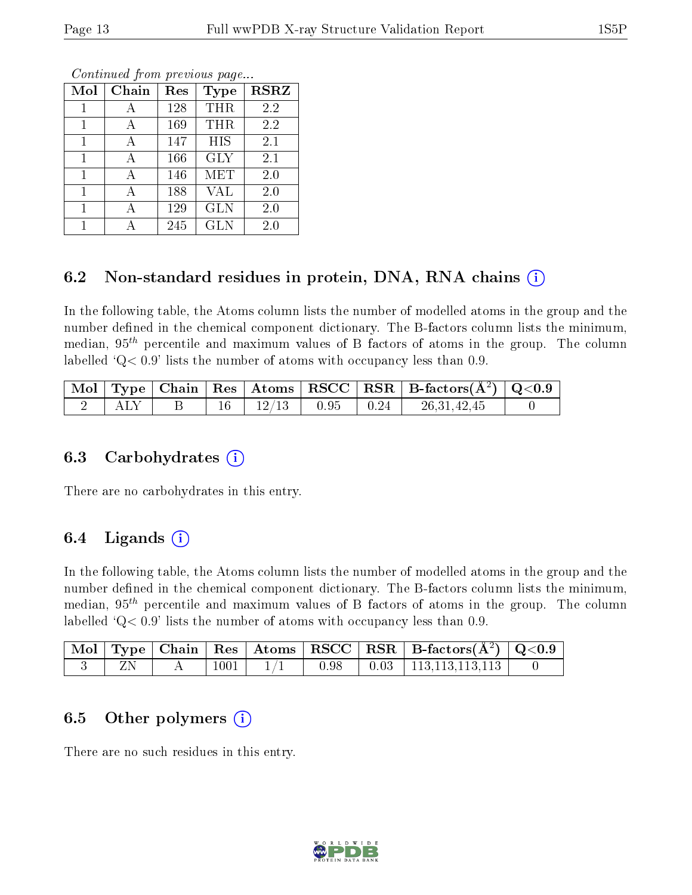*Continued from previous page...*

| Mol | Chain | Res | Type | RSRZ |
|---|---|---|---|---|
| 1 | A | 128 | THR | 2.2 |
| 1 | A | 169 | THR | 2.2 |
| 1 | A | 147 | HIS | 2.1 |
| 1 | A | 166 | GLY | 2.1 |
| 1 | A | 146 | MET | 2.0 |
| 1 | A | 188 | VAL | 2.0 |
| 1 | A | 129 | GLN | 2.0 |
| 1 | A | 245 | GLN | 2.0 |

## 6.2 Non-standard residues in protein, DNA, RNA chains

In the following table, the Atoms column lists the number of modelled atoms in the group and the number defined in the chemical component dictionary. The B-factors column lists the minimum, median, $95^{th}$ percentile and maximum values of B factors of atoms in the group. The column labelled 'Q< 0.9' lists the number of atoms with occupancy less than 0.9.

| Mol | Type | Chain | Res | Atoms | RSCC | RSR | B-factors($\AA^2$) | Q<0.9 |
|---|---|---|---|---|---|---|---|---|
| 2 | ALY | B | 16 | 12/13 | 0.95 | 0.24 | 26,31,42,45 | 0 |

## 6.3 Carbohydrates

There are no carbohydrates in this entry.

## 6.4 Ligands

In the following table, the Atoms column lists the number of modelled atoms in the group and the number defined in the chemical component dictionary. The B-factors column lists the minimum, median, $95^{th}$ percentile and maximum values of B factors of atoms in the group. The column labelled 'Q< 0.9' lists the number of atoms with occupancy less than 0.9.

| Mol | Type | Chain | Res | Atoms | RSCC | RSR | B-factors($\AA^2$) | Q<0.9 |
|---|---|---|---|---|---|---|---|---|
| 3 | ZN | A | 1001 | 1/1 | 0.98 | 0.03 | 113,113,113,113 | 0 |

## 6.5 Other polymers

There are no such residues in this entry.